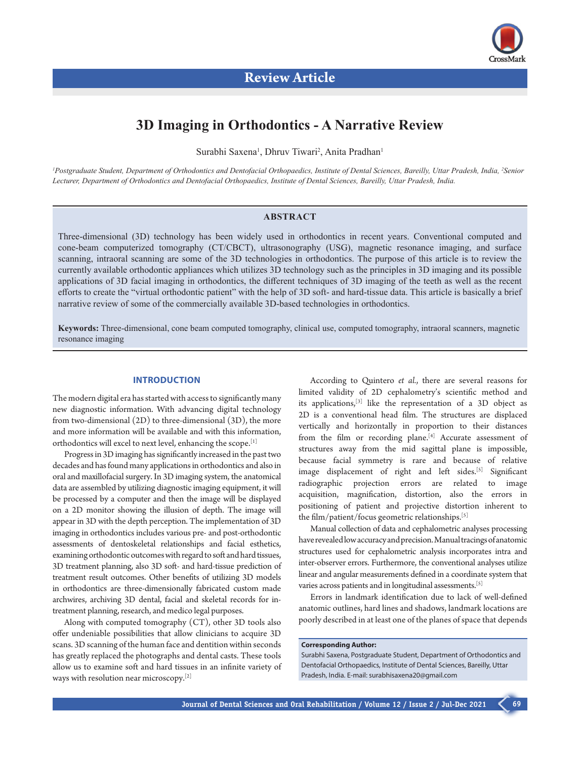Review Article

# 3D Imaging in Orthodontics - A Narrative Review

Surabhi Saxena[1], Dhruv Tiwari[2], Anita Pradhan[1]

[1]*Postgraduate Student, Department of Orthodontics and Dentofacial Orthopaedics, Institute of Dental Sciences, Bareilly, Uttar Pradesh, India,* [2]*Senior Lecturer, Department of Orthodontics and Dentofacial Orthopaedics, Institute of Dental Sciences, Bareilly, Uttar Pradesh, India.*

## ABSTRACT

Three-dimensional (3D) technology has been widely used in orthodontics in recent years. Conventional computed and cone-beam computerized tomography (CT/CBCT), ultrasonography (USG), magnetic resonance imaging, and surface scanning, intraoral scanning are some of the 3D technologies in orthodontics. The purpose of this article is to review the currently available orthodontic appliances which utilizes 3D technology such as the principles in 3D imaging and its possible applications of 3D facial imaging in orthodontics, the different techniques of 3D imaging of the teeth as well as the recent efforts to create the "virtual orthodontic patient" with the help of 3D soft- and hard-tissue data. This article is basically a brief narrative review of some of the commercially available 3D-based technologies in orthodontics.

**Keywords:** Three-dimensional, cone beam computed tomography, clinical use, computed tomography, intraoral scanners, magnetic resonance imaging

## INTRODUCTION

The modern digital era has started with access to significantly many new diagnostic information. With advancing digital technology from two-dimensional (2D) to three-dimensional (3D), the more and more information will be available and with this information, orthodontics will excel to next level, enhancing the scope.[1]

Progress in 3D imaging has significantly increased in the past two decades and has found many applications in orthodontics and also in oral and maxillofacial surgery. In 3D imaging system, the anatomical data are assembled by utilizing diagnostic imaging equipment, it will be processed by a computer and then the image will be displayed on a 2D monitor showing the illusion of depth. The image will appear in 3D with the depth perception. The implementation of 3D imaging in orthodontics includes various pre- and post-orthodontic assessments of dentoskeletal relationships and facial esthetics, examining orthodontic outcomes with regard to soft and hard tissues, 3D treatment planning, also 3D soft- and hard-tissue prediction of treatment result outcomes. Other benefits of utilizing 3D models in orthodontics are three-dimensionally fabricated custom made archwires, archiving 3D dental, facial and skeletal records for in-treatment planning, research, and medico legal purposes.

Along with computed tomography (CT), other 3D tools also offer undeniable possibilities that allow clinicians to acquire 3D scans. 3D scanning of the human face and dentition within seconds has greatly replaced the photographs and dental casts. These tools allow us to examine soft and hard tissues in an infinite variety of ways with resolution near microscopy.[2]

According to Quintero *et al.*, there are several reasons for limited validity of 2D cephalometry's scientific method and its applications,[3] like the representation of a 3D object as 2D is a conventional head film. The structures are displaced vertically and horizontally in proportion to their distances from the film or recording plane.[4] Accurate assessment of structures away from the mid sagittal plane is impossible, because facial symmetry is rare and because of relative image displacement of right and left sides.[5] Significant radiographic projection errors are related to image acquisition, magnification, distortion, also the errors in positioning of patient and projective distortion inherent to the film/patient/focus geometric relationships.[5]

Manual collection of data and cephalometric analyses processing have revealed low accuracy and precision. Manual tracings of anatomic structures used for cephalometric analysis incorporates intra and inter-observer errors. Furthermore, the conventional analyses utilize linear and angular measurements defined in a coordinate system that varies across patients and in longitudinal assessments.[5]

Errors in landmark identification due to lack of well-defined anatomic outlines, hard lines and shadows, landmark locations are poorly described in at least one of the planes of space that depends

**Corresponding Author:**
Surabhi Saxena, Postgraduate Student, Department of Orthodontics and Dentofacial Orthopaedics, Institute of Dental Sciences, Bareilly, Uttar Pradesh, India. E-mail: surabhisaxena20@gmail.com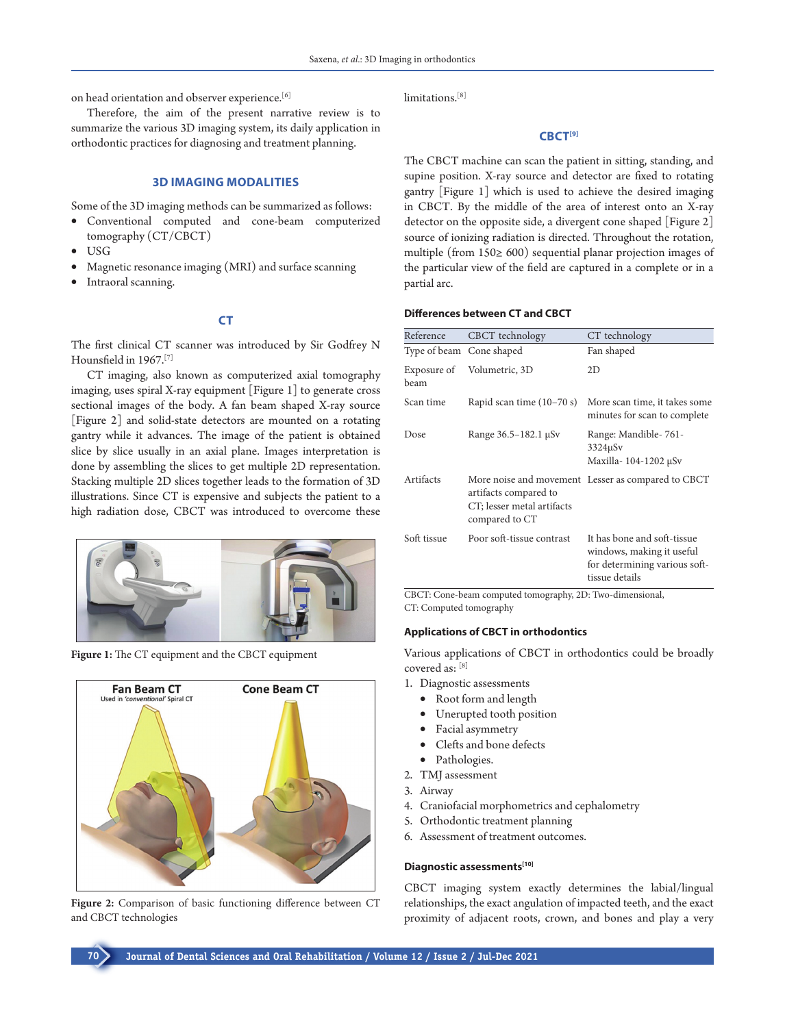on head orientation and observer experience.[6]

Therefore, the aim of the present narrative review is to summarize the various 3D imaging system, its daily application in orthodontic practices for diagnosing and treatment planning.

## 3D IMAGING MODALITIES

Some of the 3D imaging methods can be summarized as follows:

- Conventional computed and cone-beam computerized tomography (CT/CBCT)
- USG
- Magnetic resonance imaging (MRI) and surface scanning
- Intraoral scanning.

## CT

The first clinical CT scanner was introduced by Sir Godfrey N Hounsfield in 1967.[7]

CT imaging, also known as computerized axial tomography imaging, uses spiral X-ray equipment [Figure 1] to generate cross sectional images of the body. A fan beam shaped X-ray source [Figure 2] and solid-state detectors are mounted on a rotating gantry while it advances. The image of the patient is obtained slice by slice usually in an axial plane. Images interpretation is done by assembling the slices to get multiple 2D representation. Stacking multiple 2D slices together leads to the formation of 3D illustrations. Since CT is expensive and subjects the patient to a high radiation dose, CBCT was introduced to overcome these limitations.[8]

**Figure 1:** The CT equipment and the CBCT equipment

**Figure 2:** Comparison of basic functioning difference between CT and CBCT technologies

## CBCT[9]

The CBCT machine can scan the patient in sitting, standing, and supine position. X-ray source and detector are fixed to rotating gantry [Figure 1] which is used to achieve the desired imaging in CBCT. By the middle of the area of interest onto an X-ray detector on the opposite side, a divergent cone shaped [Figure 2] source of ionizing radiation is directed. Throughout the rotation, multiple (from 150≥ 600) sequential planar projection images of the particular view of the field are captured in a complete or in a partial arc.

### Differences between CT and CBCT

| Reference | CBCT technology | CT technology |
|---|---|---|
| Type of beam | Cone shaped | Fan shaped |
| Exposure of beam | Volumetric, 3D | 2D |
| Scan time | Rapid scan time (10–70 s) | More scan time, it takes some minutes for scan to complete |
| Dose | Range 36.5–182.1 μSv | Range: Mandible- 761-3324μSv<br>Maxilla- 104-1202 μSv |
| Artifacts | More noise and movement artifacts compared to CT; lesser metal artifacts compared to CT | Lesser as compared to CBCT |
| Soft tissue | Poor soft-tissue contrast | It has bone and soft-tissue windows, making it useful for determining various soft-tissue details |

CBCT: Cone-beam computed tomography, 2D: Two-dimensional, CT: Computed tomography

### Applications of CBCT in orthodontics

Various applications of CBCT in orthodontics could be broadly covered as: [8]

1. Diagnostic assessments
   - Root form and length
   - Unerupted tooth position
   - Facial asymmetry
   - Clefts and bone defects
   - Pathologies.
2. TMJ assessment
3. Airway
4. Craniofacial morphometrics and cephalometry
5. Orthodontic treatment planning
6. Assessment of treatment outcomes.

### Diagnostic assessments[10]

CBCT imaging system exactly determines the labial/lingual relationships, the exact angulation of impacted teeth, and the exact proximity of adjacent roots, crown, and bones and play a very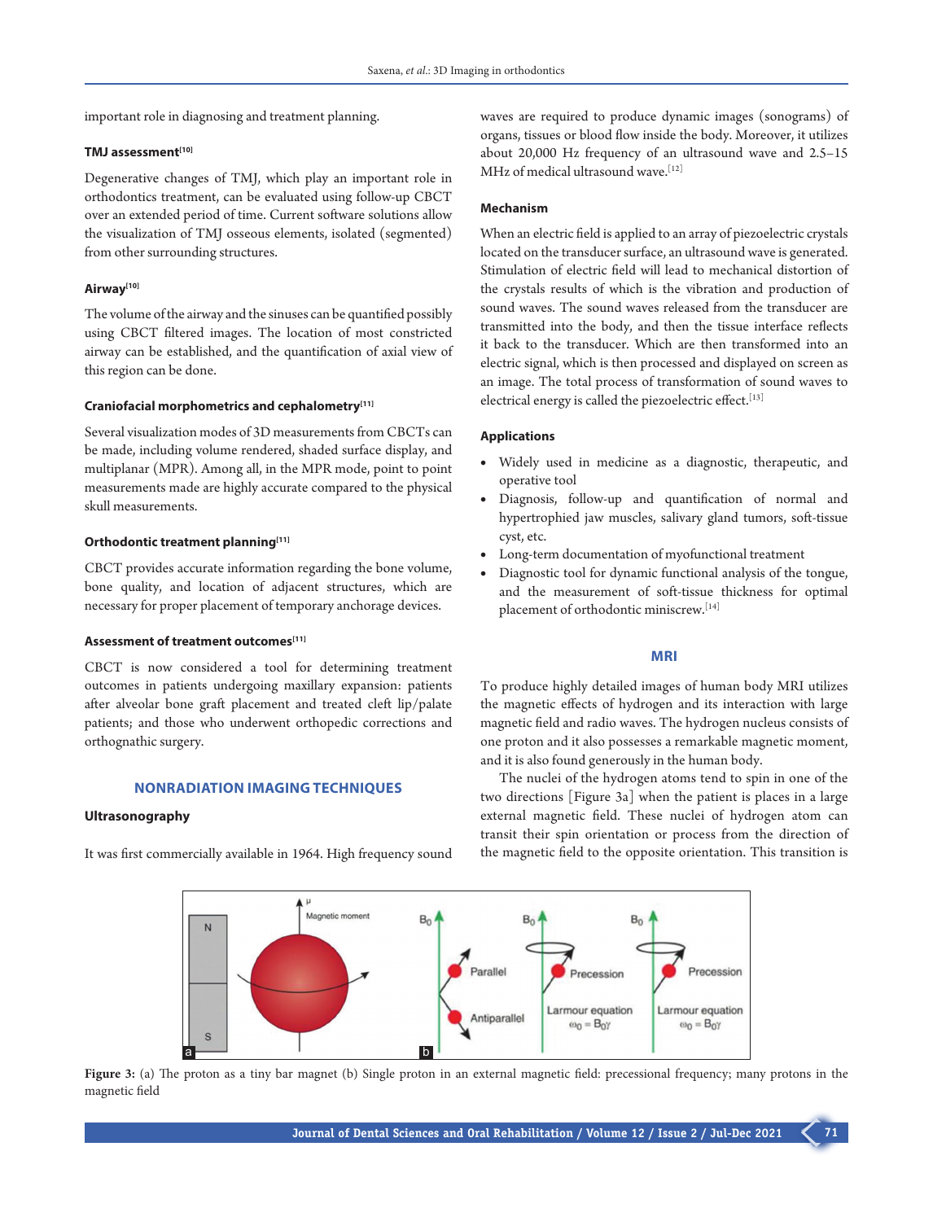important role in diagnosing and treatment planning.

### TMJ assessment[10]

Degenerative changes of TMJ, which play an important role in orthodontics treatment, can be evaluated using follow-up CBCT over an extended period of time. Current software solutions allow the visualization of TMJ osseous elements, isolated (segmented) from other surrounding structures.

### Airway[10]

The volume of the airway and the sinuses can be quantified possibly using CBCT filtered images. The location of most constricted airway can be established, and the quantification of axial view of this region can be done.

### Craniofacial morphometrics and cephalometry[11]

Several visualization modes of 3D measurements from CBCTs can be made, including volume rendered, shaded surface display, and multiplanar (MPR). Among all, in the MPR mode, point to point measurements made are highly accurate compared to the physical skull measurements.

### Orthodontic treatment planning[11]

CBCT provides accurate information regarding the bone volume, bone quality, and location of adjacent structures, which are necessary for proper placement of temporary anchorage devices.

### Assessment of treatment outcomes[11]

CBCT is now considered a tool for determining treatment outcomes in patients undergoing maxillary expansion: patients after alveolar bone graft placement and treated cleft lip/palate patients; and those who underwent orthopedic corrections and orthognathic surgery.

## NONRADIATION IMAGING TECHNIQUES

### Ultrasonography

It was first commercially available in 1964. High frequency sound waves are required to produce dynamic images (sonograms) of organs, tissues or blood flow inside the body. Moreover, it utilizes about 20,000 Hz frequency of an ultrasound wave and 2.5–15 MHz of medical ultrasound wave.[12]

### Mechanism

When an electric field is applied to an array of piezoelectric crystals located on the transducer surface, an ultrasound wave is generated. Stimulation of electric field will lead to mechanical distortion of the crystals results of which is the vibration and production of sound waves. The sound waves released from the transducer are transmitted into the body, and then the tissue interface reflects it back to the transducer. Which are then transformed into an electric signal, which is then processed and displayed on screen as an image. The total process of transformation of sound waves to electrical energy is called the piezoelectric effect.[13]

### Applications

- Widely used in medicine as a diagnostic, therapeutic, and operative tool
- Diagnosis, follow-up and quantification of normal and hypertrophied jaw muscles, salivary gland tumors, soft-tissue cyst, etc.
- Long-term documentation of myofunctional treatment
- Diagnostic tool for dynamic functional analysis of the tongue, and the measurement of soft-tissue thickness for optimal placement of orthodontic miniscrew.[14]

## MRI

To produce highly detailed images of human body MRI utilizes the magnetic effects of hydrogen and its interaction with large magnetic field and radio waves. The hydrogen nucleus consists of one proton and it also possesses a remarkable magnetic moment, and it is also found generously in the human body.

The nuclei of the hydrogen atoms tend to spin in one of the two directions [Figure 3a] when the patient is places in a large external magnetic field. These nuclei of hydrogen atom can transit their spin orientation or process from the direction of the magnetic field to the opposite orientation. This transition is

Figure 3: (a) The proton as a tiny bar magnet (b) Single proton in an external magnetic field: precessional frequency; many protons in the magnetic field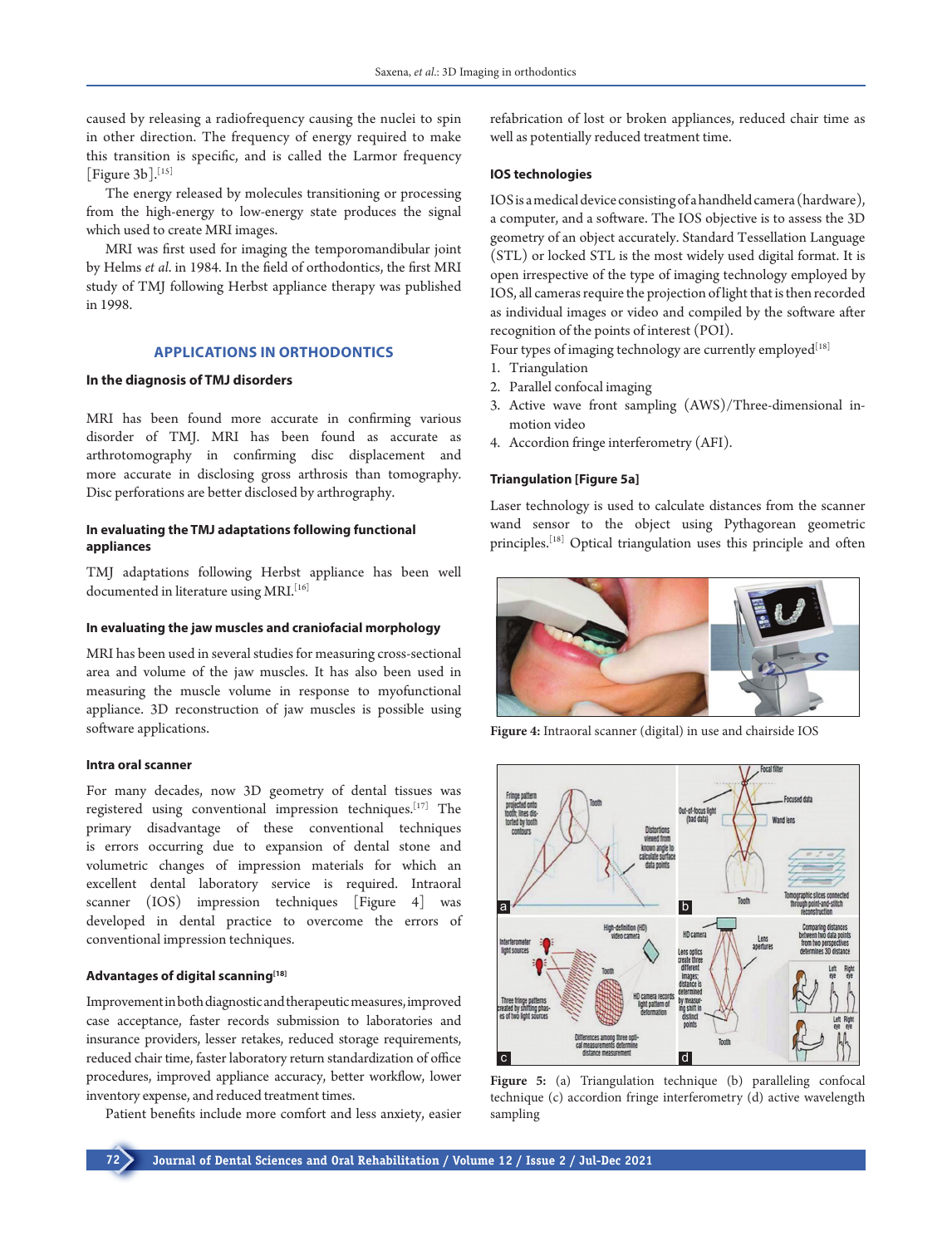caused by releasing a radiofrequency causing the nuclei to spin in other direction. The frequency of energy required to make this transition is specific, and is called the Larmor frequency [Figure 3b].[15]

The energy released by molecules transitioning or processing from the high-energy to low-energy state produces the signal which used to create MRI images.

MRI was first used for imaging the temporomandibular joint by Helms *et al*. in 1984. In the field of orthodontics, the first MRI study of TMJ following Herbst appliance therapy was published in 1998.

## APPLICATIONS IN ORTHODONTICS

### In the diagnosis of TMJ disorders

MRI has been found more accurate in confirming various disorder of TMJ. MRI has been found as accurate as arthrotomography in confirming disc displacement and more accurate in disclosing gross arthrosis than tomography. Disc perforations are better disclosed by arthrography.

### In evaluating the TMJ adaptations following functional appliances

TMJ adaptations following Herbst appliance has been well documented in literature using MRI.[16]

### In evaluating the jaw muscles and craniofacial morphology

MRI has been used in several studies for measuring cross-sectional area and volume of the jaw muscles. It has also been used in measuring the muscle volume in response to myofunctional appliance. 3D reconstruction of jaw muscles is possible using software applications.

### Intra oral scanner

For many decades, now 3D geometry of dental tissues was registered using conventional impression techniques.[17] The primary disadvantage of these conventional techniques is errors occurring due to expansion of dental stone and volumetric changes of impression materials for which an excellent dental laboratory service is required. Intraoral scanner (IOS) impression techniques [Figure 4] was developed in dental practice to overcome the errors of conventional impression techniques.

### Advantages of digital scanning[18]

Improvement in both diagnostic and therapeutic measures, improved case acceptance, faster records submission to laboratories and insurance providers, lesser retakes, reduced storage requirements, reduced chair time, faster laboratory return standardization of office procedures, improved appliance accuracy, better workflow, lower inventory expense, and reduced treatment times.

Patient benefits include more comfort and less anxiety, easier refabrication of lost or broken appliances, reduced chair time as well as potentially reduced treatment time.

### IOS technologies

IOS is a medical device consisting of a handheld camera (hardware), a computer, and a software. The IOS objective is to assess the 3D geometry of an object accurately. Standard Tessellation Language (STL) or locked STL is the most widely used digital format. It is open irrespective of the type of imaging technology employed by IOS, all cameras require the projection of light that is then recorded as individual images or video and compiled by the software after recognition of the points of interest (POI).

Four types of imaging technology are currently employed[18]

1. Triangulation
2. Parallel confocal imaging
3. Active wave front sampling (AWS)/Three-dimensional in-motion video
4. Accordion fringe interferometry (AFI).

### Triangulation [Figure 5a]

Laser technology is used to calculate distances from the scanner wand sensor to the object using Pythagorean geometric principles.[18] Optical triangulation uses this principle and often

Figure 4: Intraoral scanner (digital) in use and chairside IOS

Figure 5: (a) Triangulation technique (b) paralleling confocal technique (c) accordion fringe interferometry (d) active wavelength sampling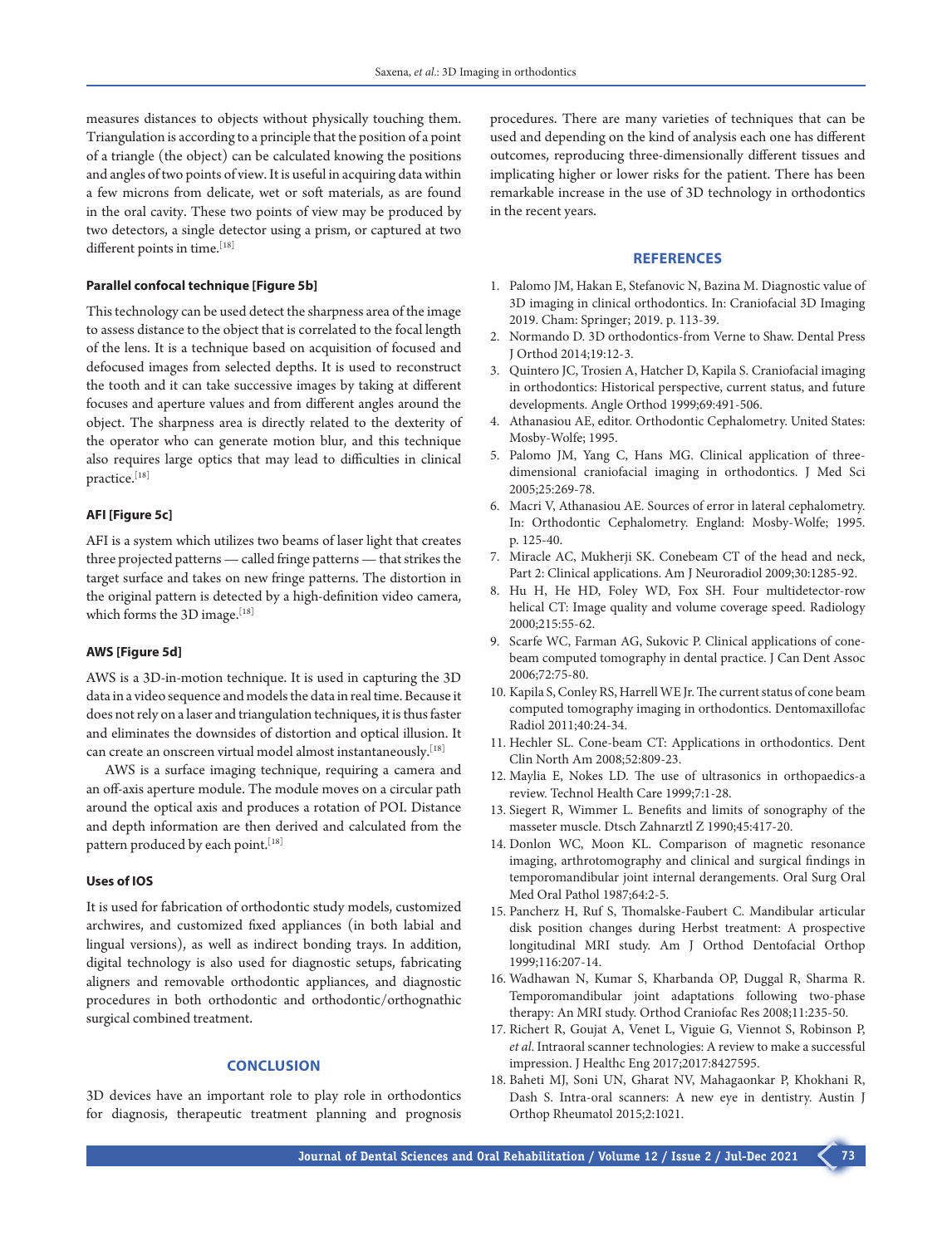measures distances to objects without physically touching them. Triangulation is according to a principle that the position of a point of a triangle (the object) can be calculated knowing the positions and angles of two points of view. It is useful in acquiring data within a few microns from delicate, wet or soft materials, as are found in the oral cavity. These two points of view may be produced by two detectors, a single detector using a prism, or captured at two different points in time.[18]

#### Parallel confocal technique [Figure 5b]

This technology can be used detect the sharpness area of the image to assess distance to the object that is correlated to the focal length of the lens. It is a technique based on acquisition of focused and defocused images from selected depths. It is used to reconstruct the tooth and it can take successive images by taking at different focuses and aperture values and from different angles around the object. The sharpness area is directly related to the dexterity of the operator who can generate motion blur, and this technique also requires large optics that may lead to difficulties in clinical practice.[18]

#### AFI [Figure 5c]

AFI is a system which utilizes two beams of laser light that creates three projected patterns — called fringe patterns — that strikes the target surface and takes on new fringe patterns. The distortion in the original pattern is detected by a high-definition video camera, which forms the 3D image.[18]

#### AWS [Figure 5d]

AWS is a 3D-in-motion technique. It is used in capturing the 3D data in a video sequence and models the data in real time. Because it does not rely on a laser and triangulation techniques, it is thus faster and eliminates the downsides of distortion and optical illusion. It can create an onscreen virtual model almost instantaneously.[18]

AWS is a surface imaging technique, requiring a camera and an off-axis aperture module. The module moves on a circular path around the optical axis and produces a rotation of POI. Distance and depth information are then derived and calculated from the pattern produced by each point.[18]

#### Uses of IOS

It is used for fabrication of orthodontic study models, customized archwires, and customized fixed appliances (in both labial and lingual versions), as well as indirect bonding trays. In addition, digital technology is also used for diagnostic setups, fabricating aligners and removable orthodontic appliances, and diagnostic procedures in both orthodontic and orthodontic/orthognathic surgical combined treatment.

## CONCLUSION

3D devices have an important role to play role in orthodontics for diagnosis, therapeutic treatment planning and prognosis procedures. There are many varieties of techniques that can be used and depending on the kind of analysis each one has different outcomes, reproducing three-dimensionally different tissues and implicating higher or lower risks for the patient. There has been remarkable increase in the use of 3D technology in orthodontics in the recent years.

## REFERENCES

1. Palomo JM, Hakan E, Stefanovic N, Bazina M. Diagnostic value of 3D imaging in clinical orthodontics. In: Craniofacial 3D Imaging 2019. Cham: Springer; 2019. p. 113-39.
2. Normando D. 3D orthodontics-from Verne to Shaw. Dental Press J Orthod 2014;19:12-3.
3. Quintero JC, Trosien A, Hatcher D, Kapila S. Craniofacial imaging in orthodontics: Historical perspective, current status, and future developments. Angle Orthod 1999;69:491-506.
4. Athanasiou AE, editor. Orthodontic Cephalometry. United States: Mosby-Wolfe; 1995.
5. Palomo JM, Yang C, Hans MG. Clinical application of three-dimensional craniofacial imaging in orthodontics. J Med Sci 2005;25:269-78.
6. Macri V, Athanasiou AE. Sources of error in lateral cephalometry. In: Orthodontic Cephalometry. England: Mosby-Wolfe; 1995. p. 125-40.
7. Miracle AC, Mukherji SK. Conebeam CT of the head and neck, Part 2: Clinical applications. Am J Neuroradiol 2009;30:1285-92.
8. Hu H, He HD, Foley WD, Fox SH. Four multidetector-row helical CT: Image quality and volume coverage speed. Radiology 2000;215:55-62.
9. Scarfe WC, Farman AG, Sukovic P. Clinical applications of cone-beam computed tomography in dental practice. J Can Dent Assoc 2006;72:75-80.
10. Kapila S, Conley RS, Harrell WE Jr. The current status of cone beam computed tomography imaging in orthodontics. Dentomaxillofac Radiol 2011;40:24-34.
11. Hechler SL. Cone-beam CT: Applications in orthodontics. Dent Clin North Am 2008;52:809-23.
12. Maylia E, Nokes LD. The use of ultrasonics in orthopaedics-a review. Technol Health Care 1999;7:1-28.
13. Siegert R, Wimmer L. Benefits and limits of sonography of the masseter muscle. Dtsch Zahnarztl Z 1990;45:417-20.
14. Donlon WC, Moon KL. Comparison of magnetic resonance imaging, arthrotomography and clinical and surgical findings in temporomandibular joint internal derangements. Oral Surg Oral Med Oral Pathol 1987;64:2-5.
15. Pancherz H, Ruf S, Thomalske-Faubert C. Mandibular articular disk position changes during Herbst treatment: A prospective longitudinal MRI study. Am J Orthod Dentofacial Orthop 1999;116:207-14.
16. Wadhawan N, Kumar S, Kharbanda OP, Duggal R, Sharma R. Temporomandibular joint adaptations following two-phase therapy: An MRI study. Orthod Craniofac Res 2008;11:235-50.
17. Richert R, Goujat A, Venet L, Viguie G, Viennot S, Robinson P, *et al*. Intraoral scanner technologies: A review to make a successful impression. J Healthc Eng 2017;2017:8427595.
18. Baheti MJ, Soni UN, Gharat NV, Mahagaonkar P, Khokhani R, Dash S. Intra-oral scanners: A new eye in dentistry. Austin J Orthop Rheumatol 2015;2:1021.